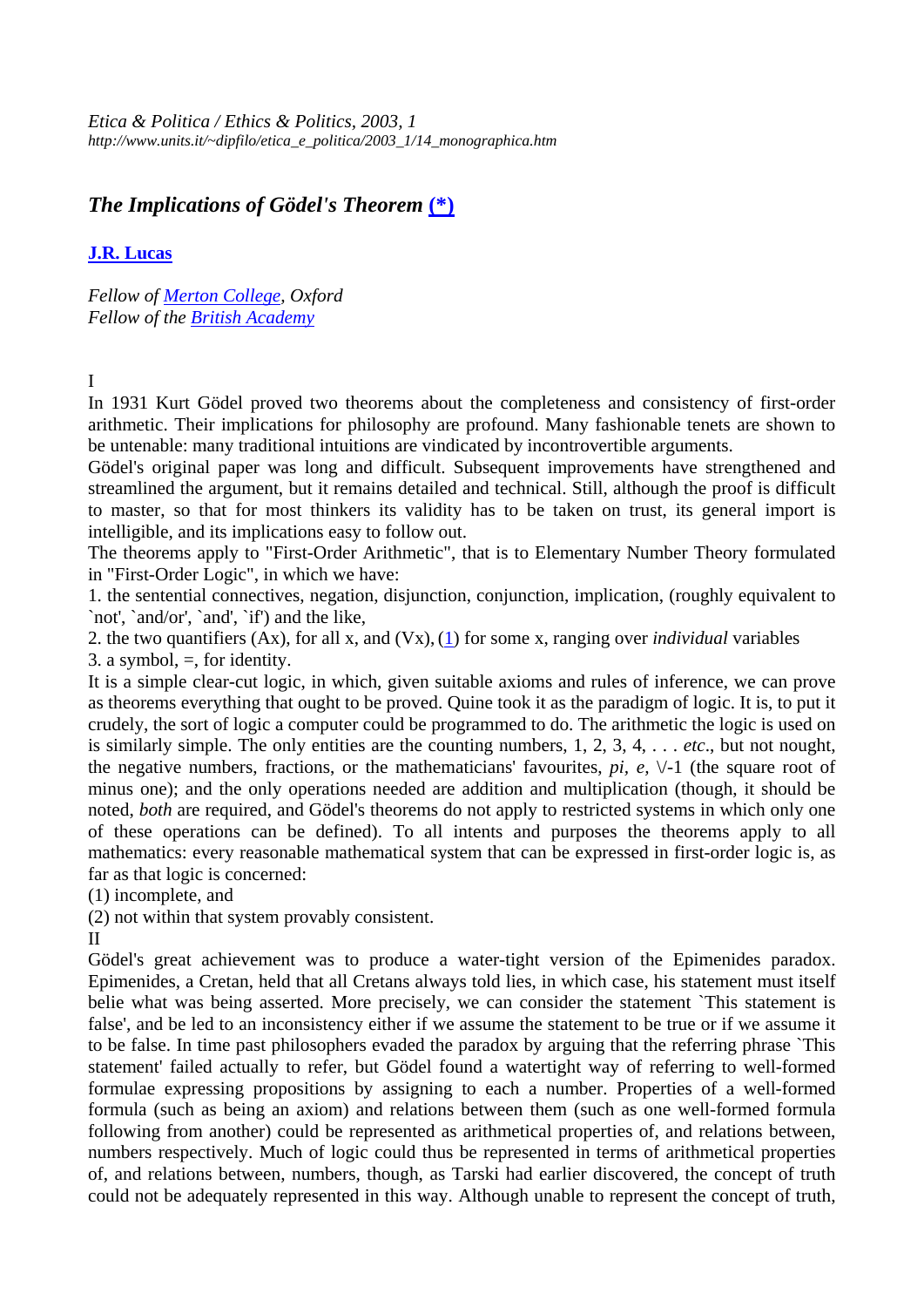*Etica & Politica / Ethics & Politics, 2003, 1*
*http://www.units.it/~dipfilo/etica_e_politica/2003_1/14_monographica.htm*

# *The Implications of Gödel's Theorem* (*)

**J.R. Lucas**

*Fellow of Merton College, Oxford*
*Fellow of the British Academy*

I

In 1931 Kurt Gödel proved two theorems about the completeness and consistency of first-order arithmetic. Their implications for philosophy are profound. Many fashionable tenets are shown to be untenable: many traditional intuitions are vindicated by incontrovertible arguments.

Gödel's original paper was long and difficult. Subsequent improvements have strengthened and streamlined the argument, but it remains detailed and technical. Still, although the proof is difficult to master, so that for most thinkers its validity has to be taken on trust, its general import is intelligible, and its implications easy to follow out.

The theorems apply to "First-Order Arithmetic", that is to Elementary Number Theory formulated in "First-Order Logic", in which we have:

1. the sentential connectives, negation, disjunction, conjunction, implication, (roughly equivalent to `not', `and/or', `and', `if') and the like,
2. the two quantifiers (Ax), for all x, and (Vx), (1) for some x, ranging over *individual* variables
3. a symbol, =, for identity.

It is a simple clear-cut logic, in which, given suitable axioms and rules of inference, we can prove as theorems everything that ought to be proved. Quine took it as the paradigm of logic. It is, to put it crudely, the sort of logic a computer could be programmed to do. The arithmetic the logic is used on is similarly simple. The only entities are the counting numbers, 1, 2, 3, 4, . . . *etc*., but not nought, the negative numbers, fractions, or the mathematicians' favourites, *pi, e,* \/-1 (the square root of minus one); and the only operations needed are addition and multiplication (though, it should be noted, *both* are required, and Gödel's theorems do not apply to restricted systems in which only one of these operations can be defined). To all intents and purposes the theorems apply to all mathematics: every reasonable mathematical system that can be expressed in first-order logic is, as far as that logic is concerned:

(1) incomplete, and
(2) not within that system provably consistent.

II

Gödel's great achievement was to produce a water-tight version of the Epimenides paradox. Epimenides, a Cretan, held that all Cretans always told lies, in which case, his statement must itself belie what was being asserted. More precisely, we can consider the statement `This statement is false', and be led to an inconsistency either if we assume the statement to be true or if we assume it to be false. In time past philosophers evaded the paradox by arguing that the referring phrase `This statement' failed actually to refer, but Gödel found a watertight way of referring to well-formed formulae expressing propositions by assigning to each a number. Properties of a well-formed formula (such as being an axiom) and relations between them (such as one well-formed formula following from another) could be represented as arithmetical properties of, and relations between, numbers respectively. Much of logic could thus be represented in terms of arithmetical properties of, and relations between, numbers, though, as Tarski had earlier discovered, the concept of truth could not be adequately represented in this way. Although unable to represent the concept of truth,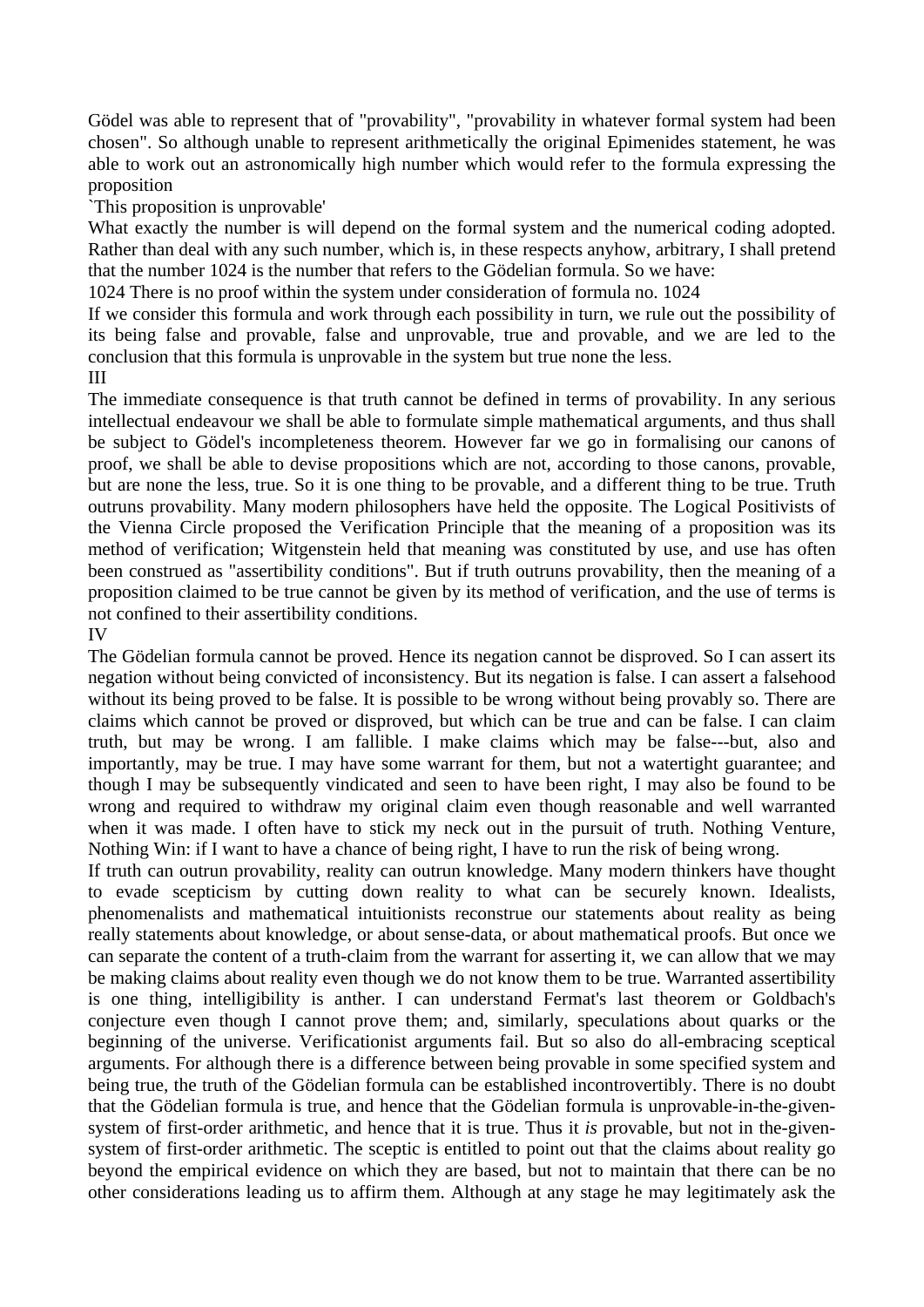Gödel was able to represent that of "provability", "provability in whatever formal system had been chosen". So although unable to represent arithmetically the original Epimenides statement, he was able to work out an astronomically high number which would refer to the formula expressing the proposition

`This proposition is unprovable'

What exactly the number is will depend on the formal system and the numerical coding adopted. Rather than deal with any such number, which is, in these respects anyhow, arbitrary, I shall pretend that the number 1024 is the number that refers to the Gödelian formula. So we have:

1024 There is no proof within the system under consideration of formula no. 1024

If we consider this formula and work through each possibility in turn, we rule out the possibility of its being false and provable, false and unprovable, true and provable, and we are led to the conclusion that this formula is unprovable in the system but true none the less.

## III

The immediate consequence is that truth cannot be defined in terms of provability. In any serious intellectual endeavour we shall be able to formulate simple mathematical arguments, and thus shall be subject to Gödel's incompleteness theorem. However far we go in formalising our canons of proof, we shall be able to devise propositions which are not, according to those canons, provable, but are none the less, true. So it is one thing to be provable, and a different thing to be true. Truth outruns provability. Many modern philosophers have held the opposite. The Logical Positivists of the Vienna Circle proposed the Verification Principle that the meaning of a proposition was its method of verification; Witgenstein held that meaning was constituted by use, and use has often been construed as "assertibility conditions". But if truth outruns provability, then the meaning of a proposition claimed to be true cannot be given by its method of verification, and the use of terms is not confined to their assertibility conditions.

## IV

The Gödelian formula cannot be proved. Hence its negation cannot be disproved. So I can assert its negation without being convicted of inconsistency. But its negation is false. I can assert a falsehood without its being proved to be false. It is possible to be wrong without being provably so. There are claims which cannot be proved or disproved, but which can be true and can be false. I can claim truth, but may be wrong. I am fallible. I make claims which may be false---but, also and importantly, may be true. I may have some warrant for them, but not a watertight guarantee; and though I may be subsequently vindicated and seen to have been right, I may also be found to be wrong and required to withdraw my original claim even though reasonable and well warranted when it was made. I often have to stick my neck out in the pursuit of truth. Nothing Venture, Nothing Win: if I want to have a chance of being right, I have to run the risk of being wrong.

If truth can outrun provability, reality can outrun knowledge. Many modern thinkers have thought to evade scepticism by cutting down reality to what can be securely known. Idealists, phenomenalists and mathematical intuitionists reconstrue our statements about reality as being really statements about knowledge, or about sense-data, or about mathematical proofs. But once we can separate the content of a truth-claim from the warrant for asserting it, we can allow that we may be making claims about reality even though we do not know them to be true. Warranted assertibility is one thing, intelligibility is anther. I can understand Fermat's last theorem or Goldbach's conjecture even though I cannot prove them; and, similarly, speculations about quarks or the beginning of the universe. Verificationist arguments fail. But so also do all-embracing sceptical arguments. For although there is a difference between being provable in some specified system and being true, the truth of the Gödelian formula can be established incontrovertibly. There is no doubt that the Gödelian formula is true, and hence that the Gödelian formula is unprovable-in-the-given-system of first-order arithmetic, and hence that it is true. Thus it *is* provable, but not in the-given-system of first-order arithmetic. The sceptic is entitled to point out that the claims about reality go beyond the empirical evidence on which they are based, but not to maintain that there can be no other considerations leading us to affirm them. Although at any stage he may legitimately ask the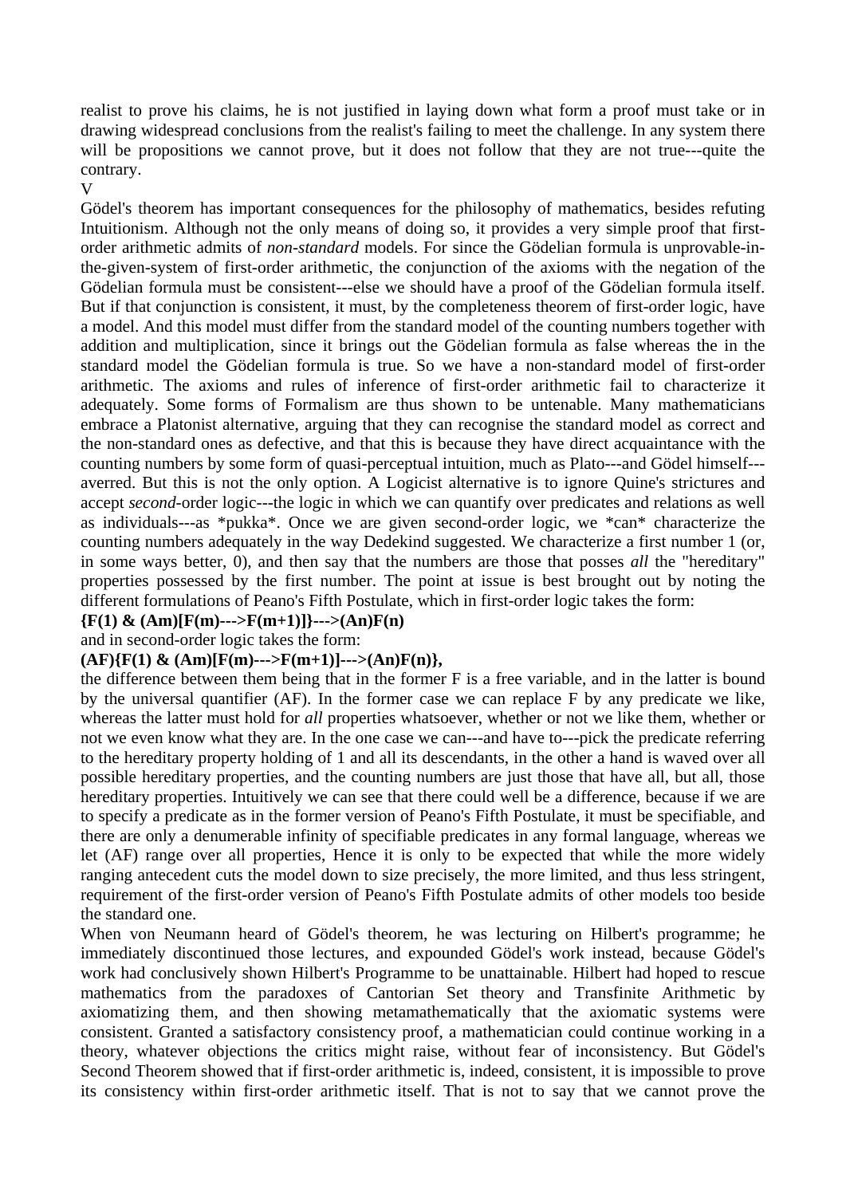realist to prove his claims, he is not justified in laying down what form a proof must take or in drawing widespread conclusions from the realist's failing to meet the challenge. In any system there will be propositions we cannot prove, but it does not follow that they are not true---quite the contrary.

V

Gödel's theorem has important consequences for the philosophy of mathematics, besides refuting Intuitionism. Although not the only means of doing so, it provides a very simple proof that first-order arithmetic admits of *non-standard* models. For since the Gödelian formula is unprovable-in-the-given-system of first-order arithmetic, the conjunction of the axioms with the negation of the Gödelian formula must be consistent---else we should have a proof of the Gödelian formula itself. But if that conjunction is consistent, it must, by the completeness theorem of first-order logic, have a model. And this model must differ from the standard model of the counting numbers together with addition and multiplication, since it brings out the Gödelian formula as false whereas the in the standard model the Gödelian formula is true. So we have a non-standard model of first-order arithmetic. The axioms and rules of inference of first-order arithmetic fail to characterize it adequately. Some forms of Formalism are thus shown to be untenable. Many mathematicians embrace a Platonist alternative, arguing that they can recognise the standard model as correct and the non-standard ones as defective, and that this is because they have direct acquaintance with the counting numbers by some form of quasi-perceptual intuition, much as Plato---and Gödel himself---averred. But this is not the only option. A Logicist alternative is to ignore Quine's strictures and accept *second*-order logic---the logic in which we can quantify over predicates and relations as well as individuals---as *pukka*. Once we are given second-order logic, we *can* characterize the counting numbers adequately in the way Dedekind suggested. We characterize a first number 1 (or, in some ways better, 0), and then say that the numbers are those that posses *all* the "hereditary" properties possessed by the first number. The point at issue is best brought out by noting the different formulations of Peano's Fifth Postulate, which in first-order logic takes the form:

**{F(1) & (Am)[F(m)--->F(m+1)]}--->(An)F(n)**

and in second-order logic takes the form:

**(AF){F(1) & (Am)[F(m)--->F(m+1)]--->(An)F(n)},**

the difference between them being that in the former F is a free variable, and in the latter is bound by the universal quantifier (AF). In the former case we can replace F by any predicate we like, whereas the latter must hold for *all* properties whatsoever, whether or not we like them, whether or not we even know what they are. In the one case we can---and have to---pick the predicate referring to the hereditary property holding of 1 and all its descendants, in the other a hand is waved over all possible hereditary properties, and the counting numbers are just those that have all, but all, those hereditary properties. Intuitively we can see that there could well be a difference, because if we are to specify a predicate as in the former version of Peano's Fifth Postulate, it must be specifiable, and there are only a denumerable infinity of specifiable predicates in any formal language, whereas we let (AF) range over all properties, Hence it is only to be expected that while the more widely ranging antecedent cuts the model down to size precisely, the more limited, and thus less stringent, requirement of the first-order version of Peano's Fifth Postulate admits of other models too beside the standard one.

When von Neumann heard of Gödel's theorem, he was lecturing on Hilbert's programme; he immediately discontinued those lectures, and expounded Gödel's work instead, because Gödel's work had conclusively shown Hilbert's Programme to be unattainable. Hilbert had hoped to rescue mathematics from the paradoxes of Cantorian Set theory and Transfinite Arithmetic by axiomatizing them, and then showing metamathematically that the axiomatic systems were consistent. Granted a satisfactory consistency proof, a mathematician could continue working in a theory, whatever objections the critics might raise, without fear of inconsistency. But Gödel's Second Theorem showed that if first-order arithmetic is, indeed, consistent, it is impossible to prove its consistency within first-order arithmetic itself. That is not to say that we cannot prove the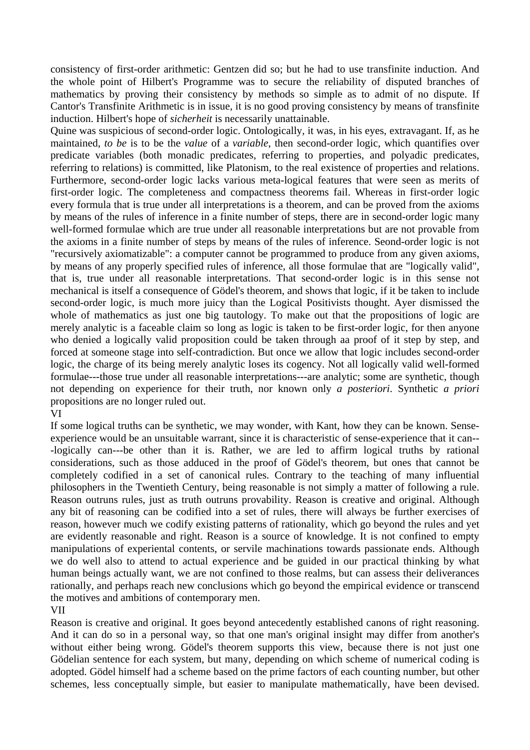consistency of first-order arithmetic: Gentzen did so; but he had to use transfinite induction. And the whole point of Hilbert's Programme was to secure the reliability of disputed branches of mathematics by proving their consistency by methods so simple as to admit of no dispute. If Cantor's Transfinite Arithmetic is in issue, it is no good proving consistency by means of transfinite induction. Hilbert's hope of *sicherheit* is necessarily unattainable.

Quine was suspicious of second-order logic. Ontologically, it was, in his eyes, extravagant. If, as he maintained, *to be* is to be the *value* of a *variable*, then second-order logic, which quantifies over predicate variables (both monadic predicates, referring to properties, and polyadic predicates, referring to relations) is committed, like Platonism, to the real existence of properties and relations. Furthermore, second-order logic lacks various meta-logical features that were seen as merits of first-order logic. The completeness and compactness theorems fail. Whereas in first-order logic every formula that is true under all interpretations is a theorem, and can be proved from the axioms by means of the rules of inference in a finite number of steps, there are in second-order logic many well-formed formulae which are true under all reasonable interpretations but are not provable from the axioms in a finite number of steps by means of the rules of inference. Seond-order logic is not "recursively axiomatizable": a computer cannot be programmed to produce from any given axioms, by means of any properly specified rules of inference, all those formulae that are "logically valid", that is, true under all reasonable interpretations. That second-order logic is in this sense not mechanical is itself a consequence of Gödel's theorem, and shows that logic, if it be taken to include second-order logic, is much more juicy than the Logical Positivists thought. Ayer dismissed the whole of mathematics as just one big tautology. To make out that the propositions of logic are merely analytic is a faceable claim so long as logic is taken to be first-order logic, for then anyone who denied a logically valid proposition could be taken through aa proof of it step by step, and forced at someone stage into self-contradiction. But once we allow that logic includes second-order logic, the charge of its being merely analytic loses its cogency. Not all logically valid well-formed formulae---those true under all reasonable interpretations---are analytic; some are synthetic, though not depending on experience for their truth, nor known only *a posteriori*. Synthetic *a priori* propositions are no longer ruled out.

VI

If some logical truths can be synthetic, we may wonder, with Kant, how they can be known. Sense-experience would be an unsuitable warrant, since it is characteristic of sense-experience that it can---logically can---be other than it is. Rather, we are led to affirm logical truths by rational considerations, such as those adduced in the proof of Gödel's theorem, but ones that cannot be completely codified in a set of canonical rules. Contrary to the teaching of many influential philosophers in the Twentieth Century, being reasonable is not simply a matter of following a rule. Reason outruns rules, just as truth outruns provability. Reason is creative and original. Although any bit of reasoning can be codified into a set of rules, there will always be further exercises of reason, however much we codify existing patterns of rationality, which go beyond the rules and yet are evidently reasonable and right. Reason is a source of knowledge. It is not confined to empty manipulations of experiential contents, or servile machinations towards passionate ends. Although we do well also to attend to actual experience and be guided in our practical thinking by what human beings actually want, we are not confined to those realms, but can assess their deliverances rationally, and perhaps reach new conclusions which go beyond the empirical evidence or transcend the motives and ambitions of contemporary men.

VII

Reason is creative and original. It goes beyond antecedently established canons of right reasoning. And it can do so in a personal way, so that one man's original insight may differ from another's without either being wrong. Gödel's theorem supports this view, because there is not just one Gödelian sentence for each system, but many, depending on which scheme of numerical coding is adopted. Gödel himself had a scheme based on the prime factors of each counting number, but other schemes, less conceptually simple, but easier to manipulate mathematically, have been devised.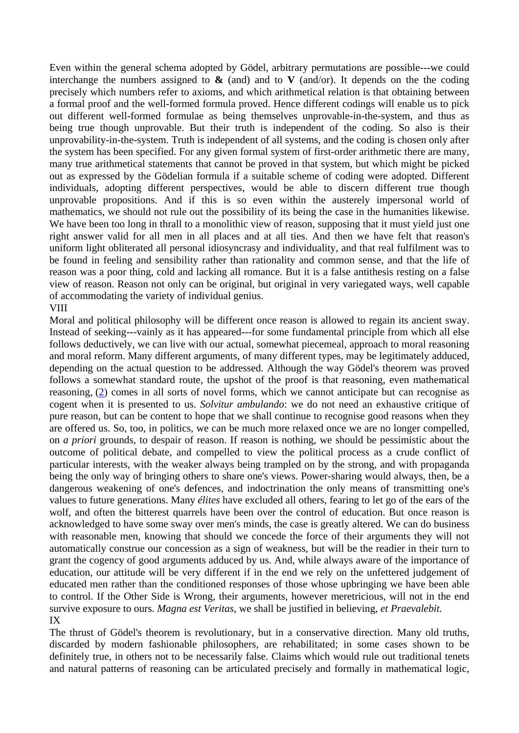Even within the general schema adopted by Gödel, arbitrary permutations are possible---we could interchange the numbers assigned to **&** (and) and to **V** (and/or). It depends on the the coding precisely which numbers refer to axioms, and which arithmetical relation is that obtaining between a formal proof and the well-formed formula proved. Hence different codings will enable us to pick out different well-formed formulae as being themselves unprovable-in-the-system, and thus as being true though unprovable. But their truth is independent of the coding. So also is their unprovability-in-the-system. Truth is independent of all systems, and the coding is chosen only after the system has been specified. For any given formal system of first-order arithmetic there are many, many true arithmetical statements that cannot be proved in that system, but which might be picked out as expressed by the Gödelian formula if a suitable scheme of coding were adopted. Different individuals, adopting different perspectives, would be able to discern different true though unprovable propositions. And if this is so even within the austerely impersonal world of mathematics, we should not rule out the possibility of its being the case in the humanities likewise. We have been too long in thrall to a monolithic view of reason, supposing that it must yield just one right answer valid for all men in all places and at all ties. And then we have felt that reason's uniform light obliterated all personal idiosyncrasy and individuality, and that real fulfilment was to be found in feeling and sensibility rather than rationality and common sense, and that the life of reason was a poor thing, cold and lacking all romance. But it is a false antithesis resting on a false view of reason. Reason not only can be original, but original in very variegated ways, well capable of accommodating the variety of individual genius.

## VIII

Moral and political philosophy will be different once reason is allowed to regain its ancient sway. Instead of seeking---vainly as it has appeared---for some fundamental principle from which all else follows deductively, we can live with our actual, somewhat piecemeal, approach to moral reasoning and moral reform. Many different arguments, of many different types, may be legitimately adduced, depending on the actual question to be addressed. Although the way Gödel's theorem was proved follows a somewhat standard route, the upshot of the proof is that reasoning, even mathematical reasoning, (2) comes in all sorts of novel forms, which we cannot anticipate but can recognise as cogent when it is presented to us. *Solvitur ambulando*: we do not need an exhaustive critique of pure reason, but can be content to hope that we shall continue to recognise good reasons when they are offered us. So, too, in politics, we can be much more relaxed once we are no longer compelled, on *a priori* grounds, to despair of reason. If reason is nothing, we should be pessimistic about the outcome of political debate, and compelled to view the political process as a crude conflict of particular interests, with the weaker always being trampled on by the strong, and with propaganda being the only way of bringing others to share one's views. Power-sharing would always, then, be a dangerous weakening of one's defences, and indoctrination the only means of transmitting one's values to future generations. Many *élites* have excluded all others, fearing to let go of the ears of the wolf, and often the bitterest quarrels have been over the control of education. But once reason is acknowledged to have some sway over men's minds, the case is greatly altered. We can do business with reasonable men, knowing that should we concede the force of their arguments they will not automatically construe our concession as a sign of weakness, but will be the readier in their turn to grant the cogency of good arguments adduced by us. And, while always aware of the importance of education, our attitude will be very different if in the end we rely on the unfettered judgement of educated men rather than the conditioned responses of those whose upbringing we have been able to control. If the Other Side is Wrong, their arguments, however meretricious, will not in the end survive exposure to ours. *Magna est Veritas*, we shall be justified in believing, *et Praevalebit.*

## IX

The thrust of Gödel's theorem is revolutionary, but in a conservative direction. Many old truths, discarded by modern fashionable philosophers, are rehabilitated; in some cases shown to be definitely true, in others not to be necessarily false. Claims which would rule out traditional tenets and natural patterns of reasoning can be articulated precisely and formally in mathematical logic,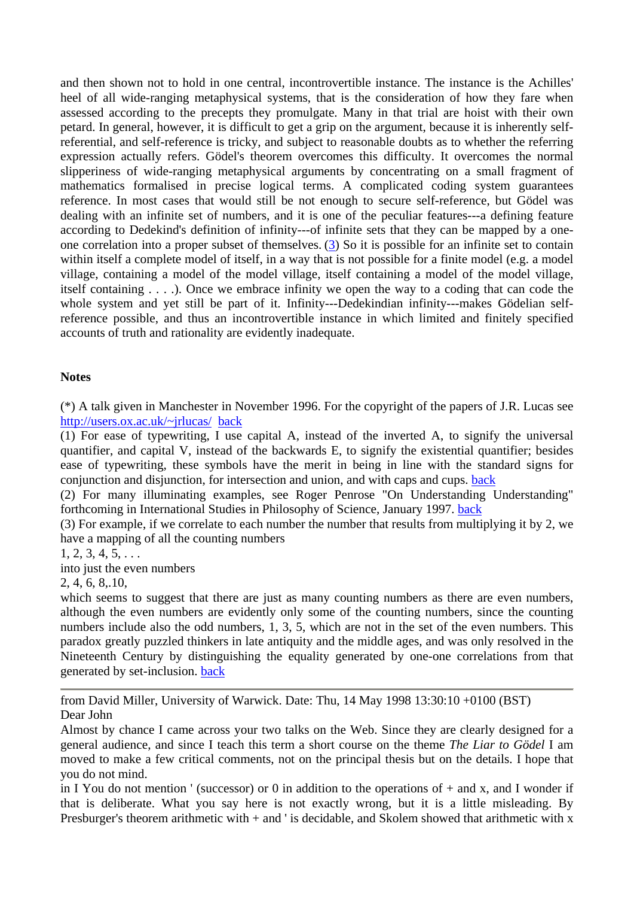and then shown not to hold in one central, incontrovertible instance. The instance is the Achilles' heel of all wide-ranging metaphysical systems, that is the consideration of how they fare when assessed according to the precepts they promulgate. Many in that trial are hoist with their own petard. In general, however, it is difficult to get a grip on the argument, because it is inherently self-referential, and self-reference is tricky, and subject to reasonable doubts as to whether the referring expression actually refers. Gödel's theorem overcomes this difficulty. It overcomes the normal slipperiness of wide-ranging metaphysical arguments by concentrating on a small fragment of mathematics formalised in precise logical terms. A complicated coding system guarantees reference. In most cases that would still be not enough to secure self-reference, but Gödel was dealing with an infinite set of numbers, and it is one of the peculiar features---a defining feature according to Dedekind's definition of infinity---of infinite sets that they can be mapped by a one-one correlation into a proper subset of themselves. (3) So it is possible for an infinite set to contain within itself a complete model of itself, in a way that is not possible for a finite model (e.g. a model village, containing a model of the model village, itself containing a model of the model village, itself containing . . . .). Once we embrace infinity we open the way to a coding that can code the whole system and yet still be part of it. Infinity---Dedekindian infinity---makes Gödelian self-reference possible, and thus an incontrovertible instance in which limited and finitely specified accounts of truth and rationality are evidently inadequate.

**Notes**

(*) A talk given in Manchester in November 1996. For the copyright of the papers of J.R. Lucas see http://users.ox.ac.uk/~jrlucas/ back

(1) For ease of typewriting, I use capital A, instead of the inverted A, to signify the universal quantifier, and capital V, instead of the backwards E, to signify the existential quantifier; besides ease of typewriting, these symbols have the merit in being in line with the standard signs for conjunction and disjunction, for intersection and union, and with caps and cups. back

(2) For many illuminating examples, see Roger Penrose "On Understanding Understanding" forthcoming in International Studies in Philosophy of Science, January 1997. back

(3) For example, if we correlate to each number the number that results from multiplying it by 2, we have a mapping of all the counting numbers

1, 2, 3, 4, 5, . . .

into just the even numbers

2, 4, 6, 8,.10,

which seems to suggest that there are just as many counting numbers as there are even numbers, although the even numbers are evidently only some of the counting numbers, since the counting numbers include also the odd numbers, 1, 3, 5, which are not in the set of the even numbers. This paradox greatly puzzled thinkers in late antiquity and the middle ages, and was only resolved in the Nineteenth Century by distinguishing the equality generated by one-one correlations from that generated by set-inclusion. back

---

from David Miller, University of Warwick. Date: Thu, 14 May 1998 13:30:10 +0100 (BST)

Dear John

Almost by chance I came across your two talks on the Web. Since they are clearly designed for a general audience, and since I teach this term a short course on the theme *The Liar to Gödel* I am moved to make a few critical comments, not on the principal thesis but on the details. I hope that you do not mind.

in I You do not mention ' (successor) or 0 in addition to the operations of + and x, and I wonder if that is deliberate. What you say here is not exactly wrong, but it is a little misleading. By Presburger's theorem arithmetic with + and ' is decidable, and Skolem showed that arithmetic with x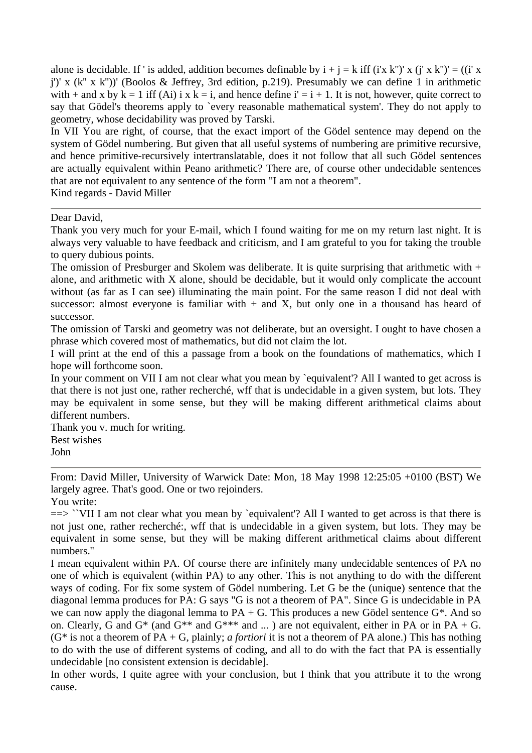alone is decidable. If ' is added, addition becomes definable by $i + j = k$ iff $(i'x\ k'')' \times (j' \times k'')' = ((i' \times j')' \times (k'' \times k''))'$ (Boolos & Jeffrey, 3rd edition, p.219). Presumably we can define 1 in arithmetic with + and x by $k = 1$ iff (Ai) $i \times k = i$, and hence define $i' = i + 1$. It is not, however, quite correct to say that Gödel's theorems apply to `every reasonable mathematical system'. They do not apply to geometry, whose decidability was proved by Tarski.

In VII You are right, of course, that the exact import of the Gödel sentence may depend on the system of Gödel numbering. But given that all useful systems of numbering are primitive recursive, and hence primitive-recursively intertranslatable, does it not follow that all such Gödel sentences are actually equivalent within Peano arithmetic? There are, of course other undecidable sentences that are not equivalent to any sentence of the form "I am not a theorem".

Kind regards - David Miller

---

Dear David,

Thank you very much for your E-mail, which I found waiting for me on my return last night. It is always very valuable to have feedback and criticism, and I am grateful to you for taking the trouble to query dubious points.

The omission of Presburger and Skolem was deliberate. It is quite surprising that arithmetic with + alone, and arithmetic with X alone, should be decidable, but it would only complicate the account without (as far as I can see) illuminating the main point. For the same reason I did not deal with successor: almost everyone is familiar with + and X, but only one in a thousand has heard of successor.

The omission of Tarski and geometry was not deliberate, but an oversight. I ought to have chosen a phrase which covered most of mathematics, but did not claim the lot.

I will print at the end of this a passage from a book on the foundations of mathematics, which I hope will forthcome soon.

In your comment on VII I am not clear what you mean by `equivalent'? All I wanted to get across is that there is not just one, rather recherché, wff that is undecidable in a given system, but lots. They may be equivalent in some sense, but they will be making different arithmetical claims about different numbers.

Thank you v. much for writing.

Best wishes

John

---

From: David Miller, University of Warwick Date: Mon, 18 May 1998 12:25:05 +0100 (BST) We largely agree. That's good. One or two rejoinders.

You write:

==> ``VII I am not clear what you mean by `equivalent'? All I wanted to get across is that there is not just one, rather recherché:, wff that is undecidable in a given system, but lots. They may be equivalent in some sense, but they will be making different arithmetical claims about different numbers."

I mean equivalent within PA. Of course there are infinitely many undecidable sentences of PA no one of which is equivalent (within PA) to any other. This is not anything to do with the different ways of coding. For fix some system of Gödel numbering. Let G be the (unique) sentence that the diagonal lemma produces for PA: G says "G is not a theorem of PA". Since G is undecidable in PA we can now apply the diagonal lemma to PA + G. This produces a new Gödel sentence G*. And so on. Clearly, G and G* (and G** and G*** and ... ) are not equivalent, either in PA or in PA + G. (G* is not a theorem of PA + G, plainly; *a fortiori* it is not a theorem of PA alone.) This has nothing to do with the use of different systems of coding, and all to do with the fact that PA is essentially undecidable [no consistent extension is decidable].

In other words, I quite agree with your conclusion, but I think that you attribute it to the wrong cause.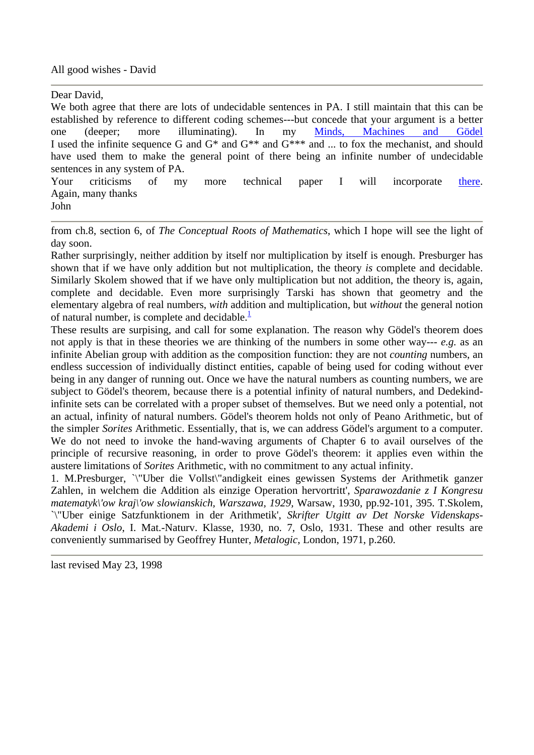All good wishes - David

---

Dear David,

We both agree that there are lots of undecidable sentences in PA. I still maintain that this can be established by reference to different coding schemes---but concede that your argument is a better one (deeper; more illuminating). In my Minds, Machines and Gödel I used the infinite sequence G and G* and G** and G*** and ... to fox the mechanist, and should have used them to make the general point of there being an infinite number of undecidable sentences in any system of PA.

Your criticisms of my more technical paper I will incorporate there.

Again, many thanks

John

---

from ch.8, section 6, of *The Conceptual Roots of Mathematics*, which I hope will see the light of day soon.

Rather surprisingly, neither addition by itself nor multiplication by itself is enough. Presburger has shown that if we have only addition but not multiplication, the theory *is* complete and decidable. Similarly Skolem showed that if we have only multiplication but not addition, the theory is, again, complete and decidable. Even more surprisingly Tarski has shown that geometry and the elementary algebra of real numbers, *with* addition and multiplication, but *without* the general notion of natural number, is complete and decidable.[1]

These results are surpising, and call for some explanation. The reason why Gödel's theorem does not apply is that in these theories we are thinking of the numbers in some other way--- *e.g.* as an infinite Abelian group with addition as the composition function: they are not *counting* numbers, an endless succession of individually distinct entities, capable of being used for coding without ever being in any danger of running out. Once we have the natural numbers as counting numbers, we are subject to Gödel's theorem, because there is a potential infinity of natural numbers, and Dedekind-infinite sets can be correlated with a proper subset of themselves. But we need only a potential, not an actual, infinity of natural numbers. Gödel's theorem holds not only of Peano Arithmetic, but of the simpler *Sorites* Arithmetic. Essentially, that is, we can address Gödel's argument to a computer. We do not need to invoke the hand-waving arguments of Chapter 6 to avail ourselves of the principle of recursive reasoning, in order to prove Gödel's theorem: it applies even within the austere limitations of *Sorites* Arithmetic, with no commitment to any actual infinity.

1. M.Presburger, `\"Uber die Vollst\"andigkeit eines gewissen Systems der Arithmetik ganzer Zahlen, in welchem die Addition als einzige Operation hervortritt', *Sparawozdanie z I Kongresu matematyk\'ow kraj\'ow slowianskich, Warszawa, 1929*, Warsaw, 1930, pp.92-101, 395. T.Skolem, `\"Uber einige Satzfunktionem in der Arithmetik', *Skrifter Utgitt av Det Norske Videnskaps-Akademi i Oslo*, I. Mat.-Naturv. Klasse, 1930, no. 7, Oslo, 1931. These and other results are conveniently summarised by Geoffrey Hunter, *Metalogic*, London, 1971, p.260.

---

last revised May 23, 1998